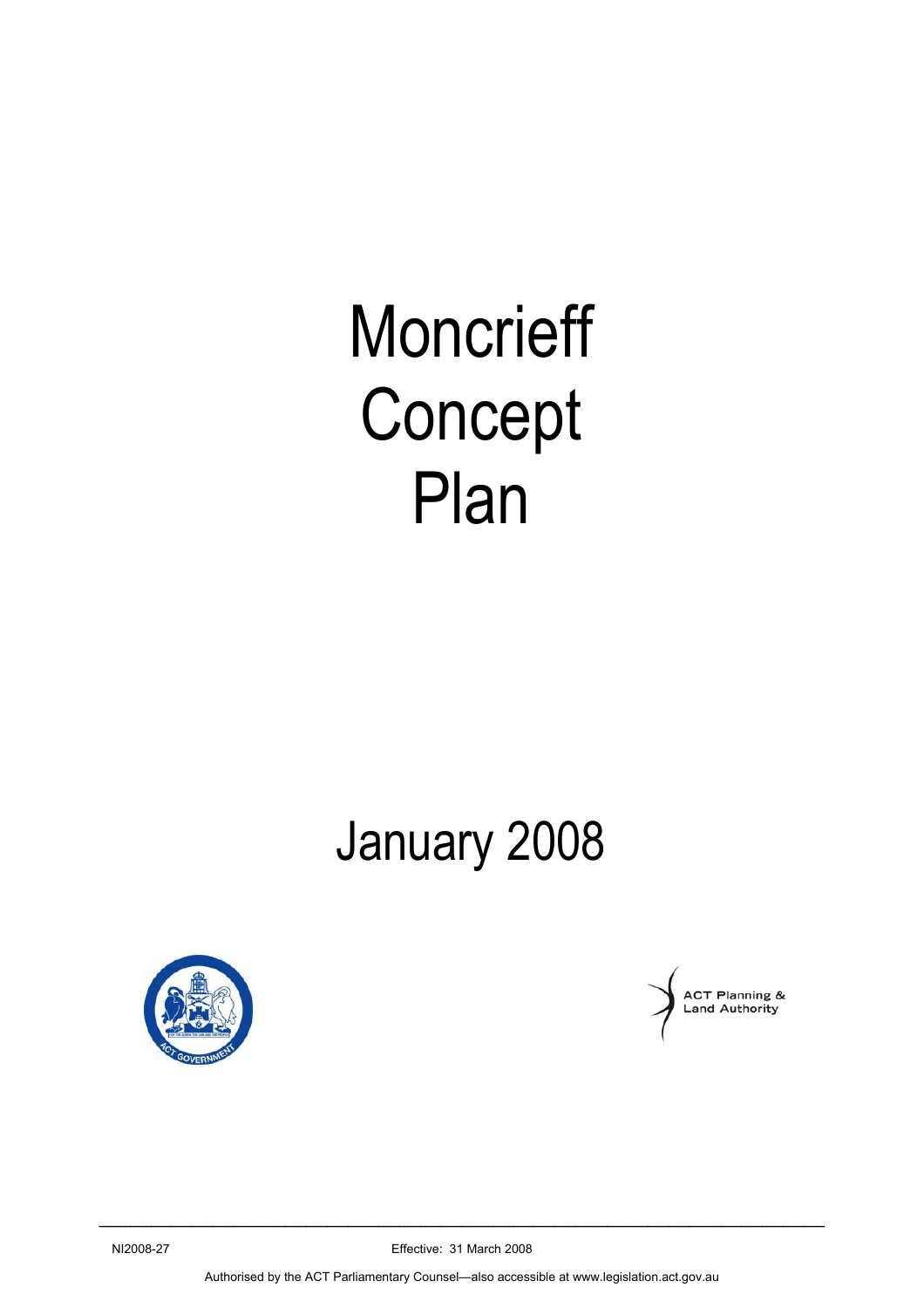# Moncrieff Concept Plan

## January 2008

ACT Planning & Land Authority

NI2008-27

Effective: 31 March 2008

Authorised by the ACT Parliamentary Counsel—also accessible at www.legislation.act.gov.au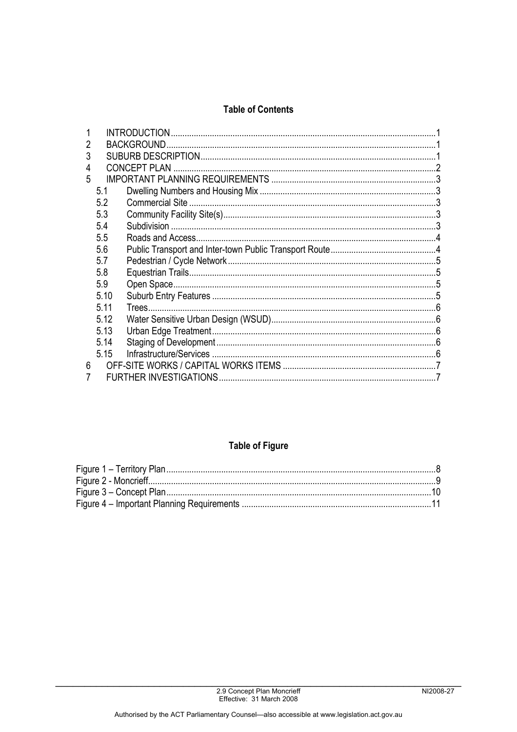## Table of Contents

| | | |
|---|---|---|
| 1 | INTRODUCTION | 1 |
| 2 | BACKGROUND | 1 |
| 3 | SUBURB DESCRIPTION | 1 |
| 4 | CONCEPT PLAN | 2 |
| 5 | IMPORTANT PLANNING REQUIREMENTS | 3 |
| 5.1 | Dwelling Numbers and Housing Mix | 3 |
| 5.2 | Commercial Site | 3 |
| 5.3 | Community Facility Site(s) | 3 |
| 5.4 | Subdivision | 3 |
| 5.5 | Roads and Access | 4 |
| 5.6 | Public Transport and Inter-town Public Transport Route | 4 |
| 5.7 | Pedestrian / Cycle Network | 5 |
| 5.8 | Equestrian Trails | 5 |
| 5.9 | Open Space | 5 |
| 5.10 | Suburb Entry Features | 5 |
| 5.11 | Trees | 6 |
| 5.12 | Water Sensitive Urban Design (WSUD) | 6 |
| 5.13 | Urban Edge Treatment | 6 |
| 5.14 | Staging of Development | 6 |
| 5.15 | Infrastructure/Services | 6 |
| 6 | OFF-SITE WORKS / CAPITAL WORKS ITEMS | 7 |
| 7 | FURTHER INVESTIGATIONS | 7 |

## Table of Figure

| | |
|---|---|
| Figure 1 – Territory Plan | 8 |
| Figure 2 - Moncrieff | 9 |
| Figure 3 – Concept Plan | 10 |
| Figure 4 – Important Planning Requirements | 11 |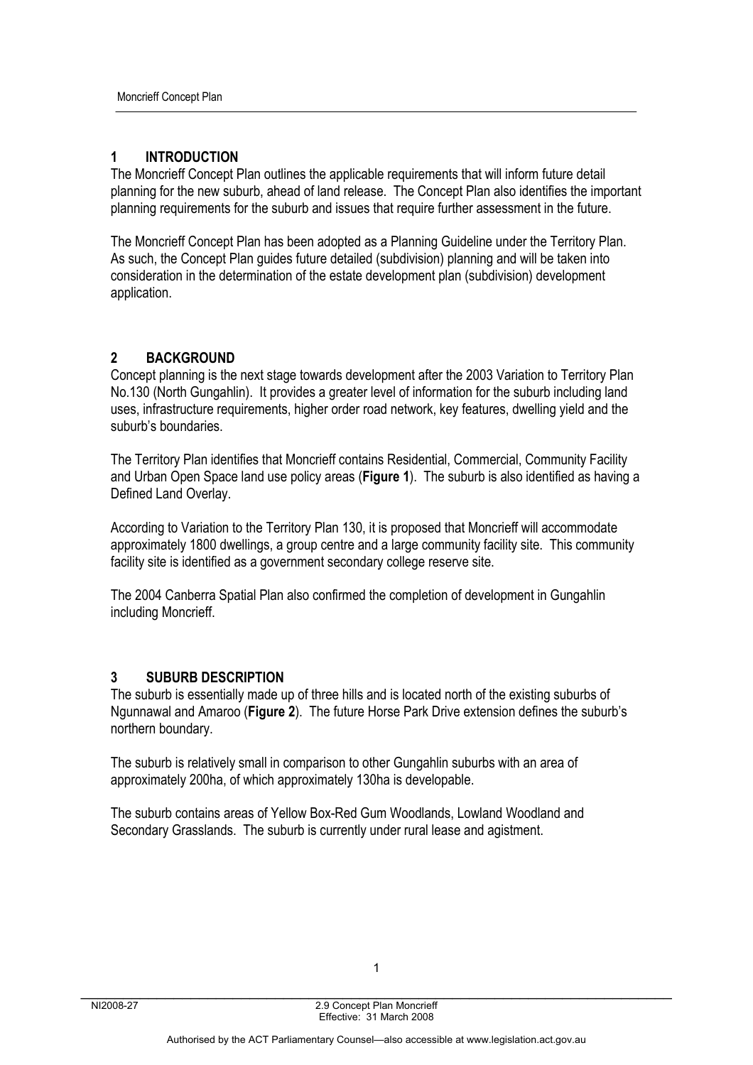## 1 INTRODUCTION

The Moncrieff Concept Plan outlines the applicable requirements that will inform future detail planning for the new suburb, ahead of land release. The Concept Plan also identifies the important planning requirements for the suburb and issues that require further assessment in the future.

The Moncrieff Concept Plan has been adopted as a Planning Guideline under the Territory Plan. As such, the Concept Plan guides future detailed (subdivision) planning and will be taken into consideration in the determination of the estate development plan (subdivision) development application.

## 2 BACKGROUND

Concept planning is the next stage towards development after the 2003 Variation to Territory Plan No.130 (North Gungahlin). It provides a greater level of information for the suburb including land uses, infrastructure requirements, higher order road network, key features, dwelling yield and the suburb's boundaries.

The Territory Plan identifies that Moncrieff contains Residential, Commercial, Community Facility and Urban Open Space land use policy areas (**Figure 1**). The suburb is also identified as having a Defined Land Overlay.

According to Variation to the Territory Plan 130, it is proposed that Moncrieff will accommodate approximately 1800 dwellings, a group centre and a large community facility site. This community facility site is identified as a government secondary college reserve site.

The 2004 Canberra Spatial Plan also confirmed the completion of development in Gungahlin including Moncrieff.

## 3 SUBURB DESCRIPTION

The suburb is essentially made up of three hills and is located north of the existing suburbs of Ngunnawal and Amaroo (**Figure 2**). The future Horse Park Drive extension defines the suburb's northern boundary.

The suburb is relatively small in comparison to other Gungahlin suburbs with an area of approximately 200ha, of which approximately 130ha is developable.

The suburb contains areas of Yellow Box-Red Gum Woodlands, Lowland Woodland and Secondary Grasslands. The suburb is currently under rural lease and agistment.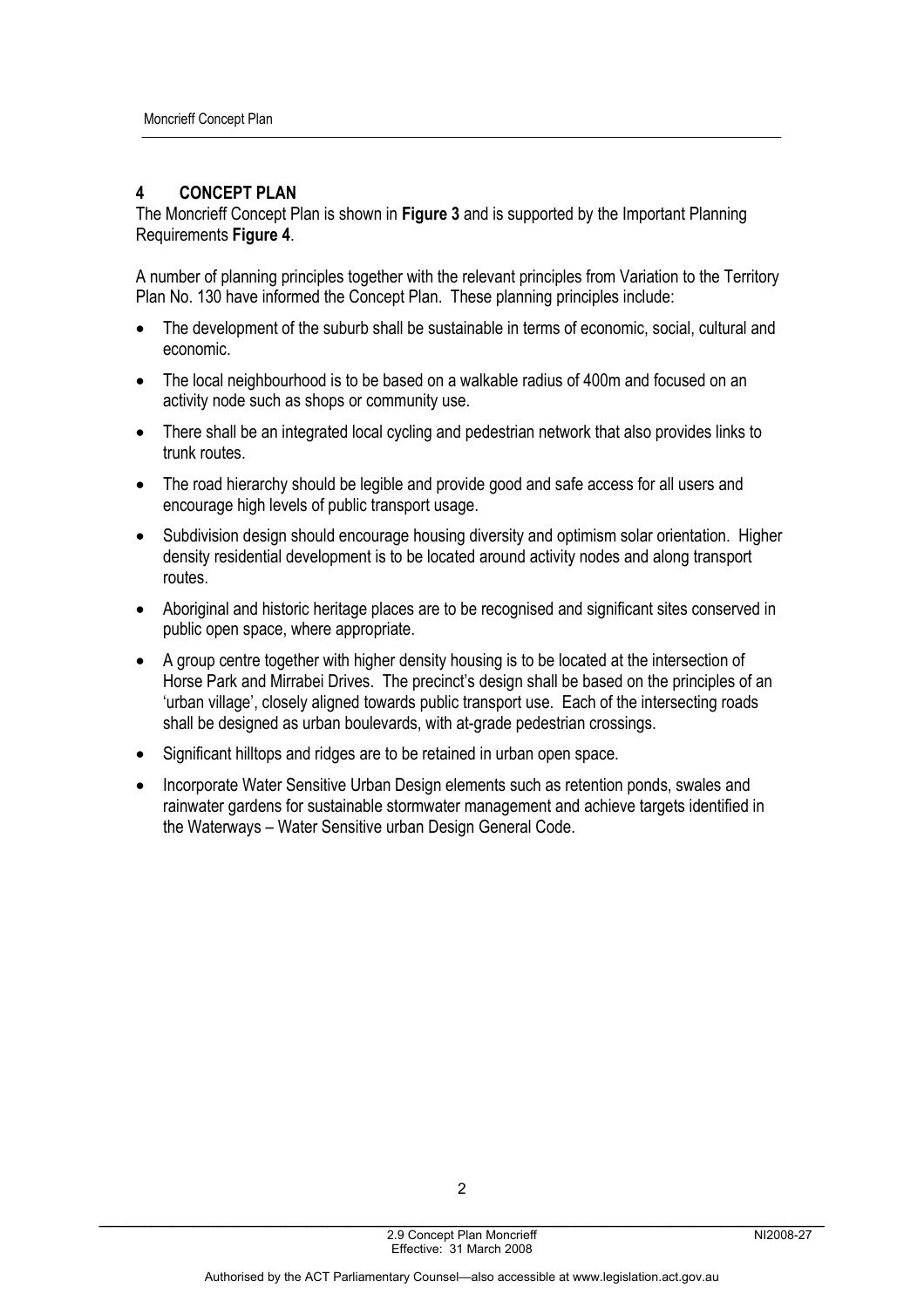## 4 CONCEPT PLAN

The Moncrieff Concept Plan is shown in **Figure 3** and is supported by the Important Planning Requirements **Figure 4**.

A number of planning principles together with the relevant principles from Variation to the Territory Plan No. 130 have informed the Concept Plan. These planning principles include:

- The development of the suburb shall be sustainable in terms of economic, social, cultural and economic.
- The local neighbourhood is to be based on a walkable radius of 400m and focused on an activity node such as shops or community use.
- There shall be an integrated local cycling and pedestrian network that also provides links to trunk routes.
- The road hierarchy should be legible and provide good and safe access for all users and encourage high levels of public transport usage.
- Subdivision design should encourage housing diversity and optimism solar orientation. Higher density residential development is to be located around activity nodes and along transport routes.
- Aboriginal and historic heritage places are to be recognised and significant sites conserved in public open space, where appropriate.
- A group centre together with higher density housing is to be located at the intersection of Horse Park and Mirrabei Drives. The precinct's design shall be based on the principles of an 'urban village', closely aligned towards public transport use. Each of the intersecting roads shall be designed as urban boulevards, with at-grade pedestrian crossings.
- Significant hilltops and ridges are to be retained in urban open space.
- Incorporate Water Sensitive Urban Design elements such as retention ponds, swales and rainwater gardens for sustainable stormwater management and achieve targets identified in the Waterways – Water Sensitive urban Design General Code.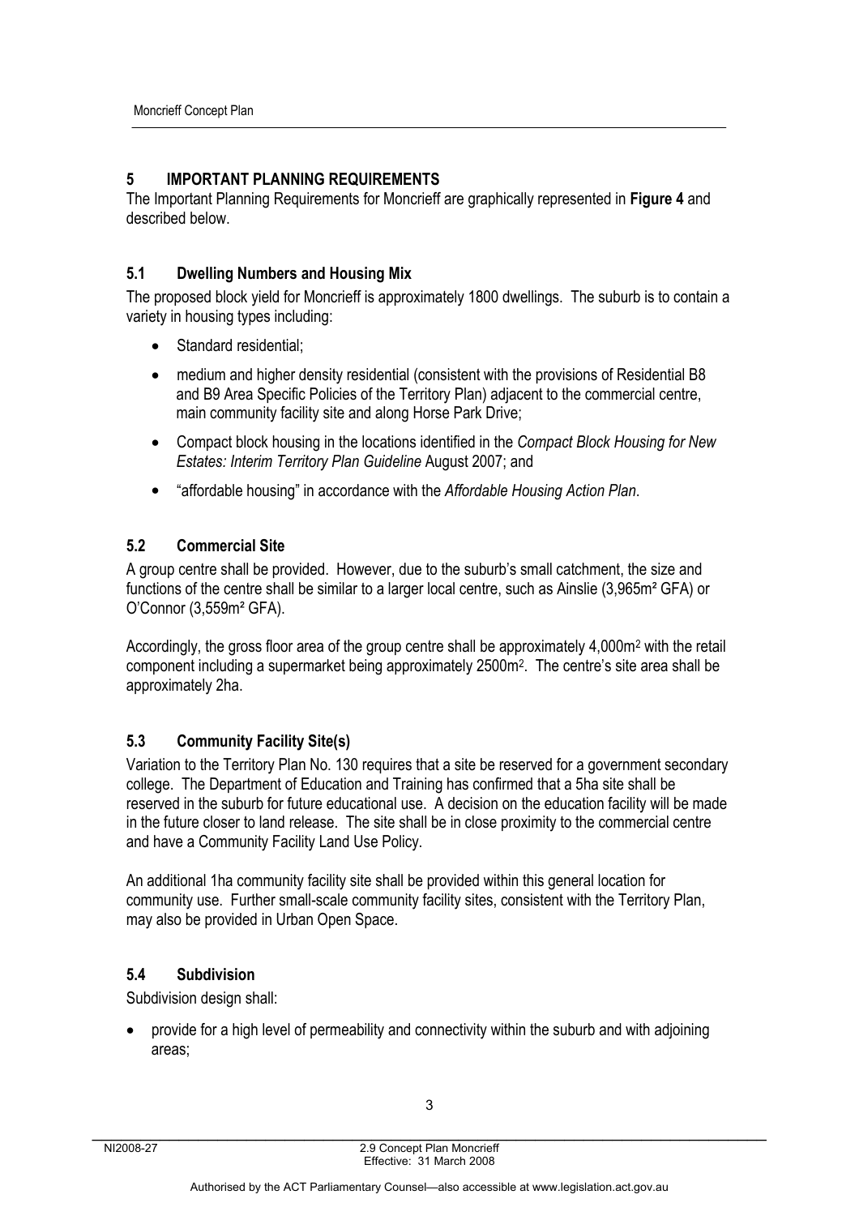## 5 IMPORTANT PLANNING REQUIREMENTS

The Important Planning Requirements for Moncrieff are graphically represented in **Figure 4** and described below.

### 5.1 Dwelling Numbers and Housing Mix

The proposed block yield for Moncrieff is approximately 1800 dwellings. The suburb is to contain a variety in housing types including:

- Standard residential;
- medium and higher density residential (consistent with the provisions of Residential B8 and B9 Area Specific Policies of the Territory Plan) adjacent to the commercial centre, main community facility site and along Horse Park Drive;
- Compact block housing in the locations identified in the *Compact Block Housing for New Estates: Interim Territory Plan Guideline* August 2007; and
- "affordable housing" in accordance with the *Affordable Housing Action Plan*.

### 5.2 Commercial Site

A group centre shall be provided. However, due to the suburb's small catchment, the size and functions of the centre shall be similar to a larger local centre, such as Ainslie (3,965m² GFA) or O'Connor (3,559m² GFA).

Accordingly, the gross floor area of the group centre shall be approximately 4,000m² with the retail component including a supermarket being approximately 2500m². The centre's site area shall be approximately 2ha.

### 5.3 Community Facility Site(s)

Variation to the Territory Plan No. 130 requires that a site be reserved for a government secondary college. The Department of Education and Training has confirmed that a 5ha site shall be reserved in the suburb for future educational use. A decision on the education facility will be made in the future closer to land release. The site shall be in close proximity to the commercial centre and have a Community Facility Land Use Policy.

An additional 1ha community facility site shall be provided within this general location for community use. Further small-scale community facility sites, consistent with the Territory Plan, may also be provided in Urban Open Space.

### 5.4 Subdivision

Subdivision design shall:

- provide for a high level of permeability and connectivity within the suburb and with adjoining areas;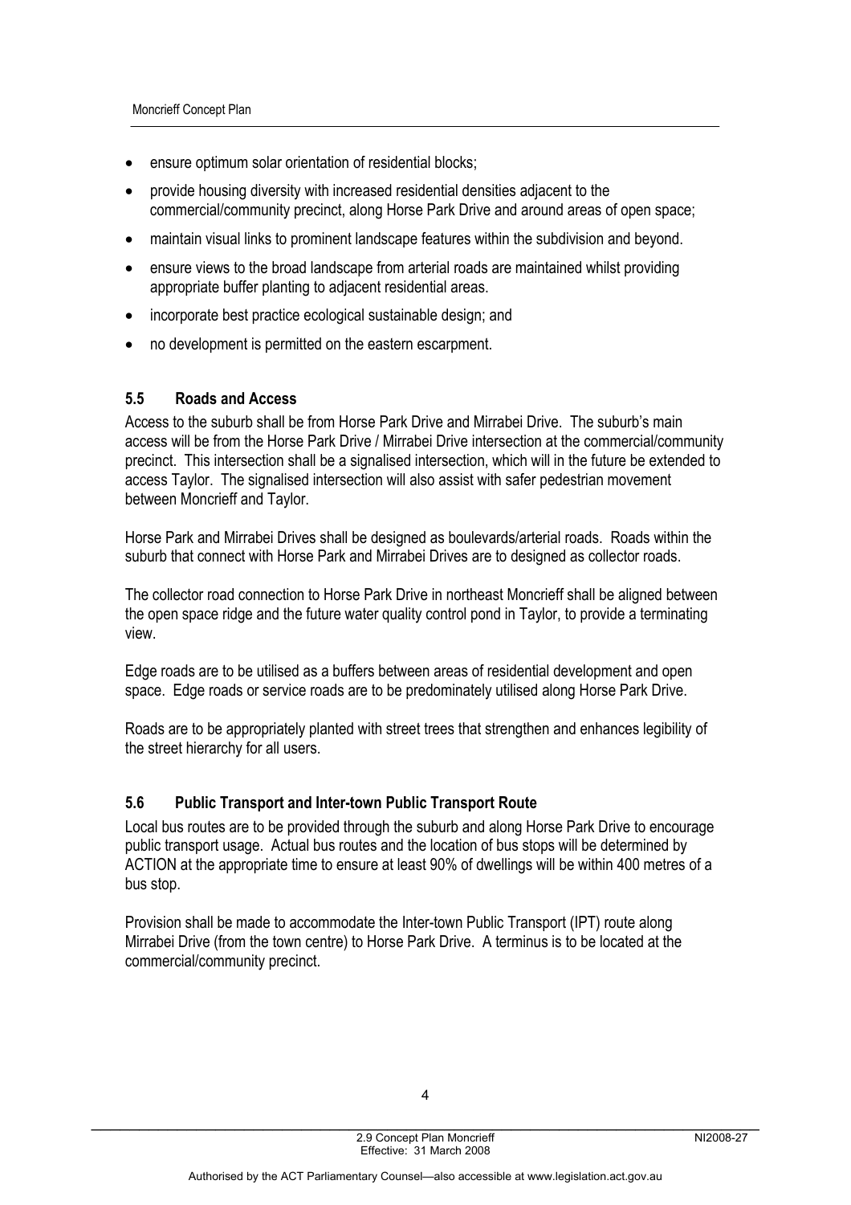- ensure optimum solar orientation of residential blocks;
- provide housing diversity with increased residential densities adjacent to the commercial/community precinct, along Horse Park Drive and around areas of open space;
- maintain visual links to prominent landscape features within the subdivision and beyond.
- ensure views to the broad landscape from arterial roads are maintained whilst providing appropriate buffer planting to adjacent residential areas.
- incorporate best practice ecological sustainable design; and
- no development is permitted on the eastern escarpment.

### 5.5 Roads and Access

Access to the suburb shall be from Horse Park Drive and Mirrabei Drive. The suburb's main access will be from the Horse Park Drive / Mirrabei Drive intersection at the commercial/community precinct. This intersection shall be a signalised intersection, which will in the future be extended to access Taylor. The signalised intersection will also assist with safer pedestrian movement between Moncrieff and Taylor.

Horse Park and Mirrabei Drives shall be designed as boulevards/arterial roads. Roads within the suburb that connect with Horse Park and Mirrabei Drives are to designed as collector roads.

The collector road connection to Horse Park Drive in northeast Moncrieff shall be aligned between the open space ridge and the future water quality control pond in Taylor, to provide a terminating view.

Edge roads are to be utilised as a buffers between areas of residential development and open space. Edge roads or service roads are to be predominately utilised along Horse Park Drive.

Roads are to be appropriately planted with street trees that strengthen and enhances legibility of the street hierarchy for all users.

### 5.6 Public Transport and Inter-town Public Transport Route

Local bus routes are to be provided through the suburb and along Horse Park Drive to encourage public transport usage. Actual bus routes and the location of bus stops will be determined by ACTION at the appropriate time to ensure at least 90% of dwellings will be within 400 metres of a bus stop.

Provision shall be made to accommodate the Inter-town Public Transport (IPT) route along Mirrabei Drive (from the town centre) to Horse Park Drive. A terminus is to be located at the commercial/community precinct.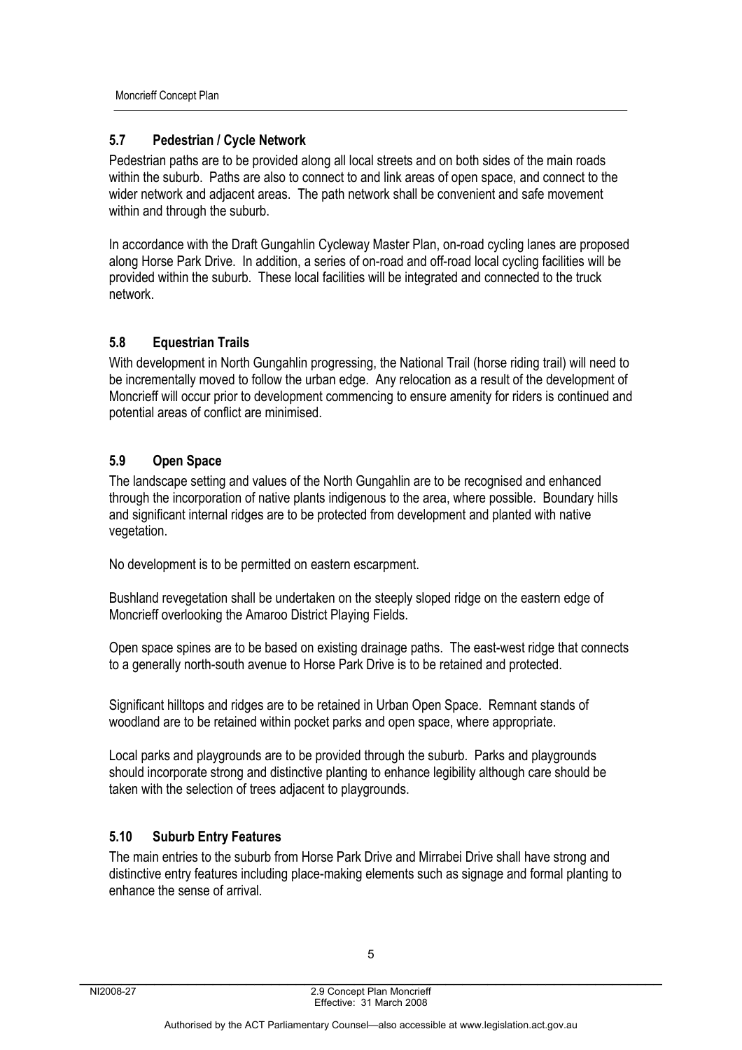## 5.7 Pedestrian / Cycle Network

Pedestrian paths are to be provided along all local streets and on both sides of the main roads within the suburb. Paths are also to connect to and link areas of open space, and connect to the wider network and adjacent areas. The path network shall be convenient and safe movement within and through the suburb.

In accordance with the Draft Gungahlin Cycleway Master Plan, on-road cycling lanes are proposed along Horse Park Drive. In addition, a series of on-road and off-road local cycling facilities will be provided within the suburb. These local facilities will be integrated and connected to the truck network.

## 5.8 Equestrian Trails

With development in North Gungahlin progressing, the National Trail (horse riding trail) will need to be incrementally moved to follow the urban edge. Any relocation as a result of the development of Moncrieff will occur prior to development commencing to ensure amenity for riders is continued and potential areas of conflict are minimised.

## 5.9 Open Space

The landscape setting and values of the North Gungahlin are to be recognised and enhanced through the incorporation of native plants indigenous to the area, where possible. Boundary hills and significant internal ridges are to be protected from development and planted with native vegetation.

No development is to be permitted on eastern escarpment.

Bushland revegetation shall be undertaken on the steeply sloped ridge on the eastern edge of Moncrieff overlooking the Amaroo District Playing Fields.

Open space spines are to be based on existing drainage paths. The east-west ridge that connects to a generally north-south avenue to Horse Park Drive is to be retained and protected.

Significant hilltops and ridges are to be retained in Urban Open Space. Remnant stands of woodland are to be retained within pocket parks and open space, where appropriate.

Local parks and playgrounds are to be provided through the suburb. Parks and playgrounds should incorporate strong and distinctive planting to enhance legibility although care should be taken with the selection of trees adjacent to playgrounds.

## 5.10 Suburb Entry Features

The main entries to the suburb from Horse Park Drive and Mirrabei Drive shall have strong and distinctive entry features including place-making elements such as signage and formal planting to enhance the sense of arrival.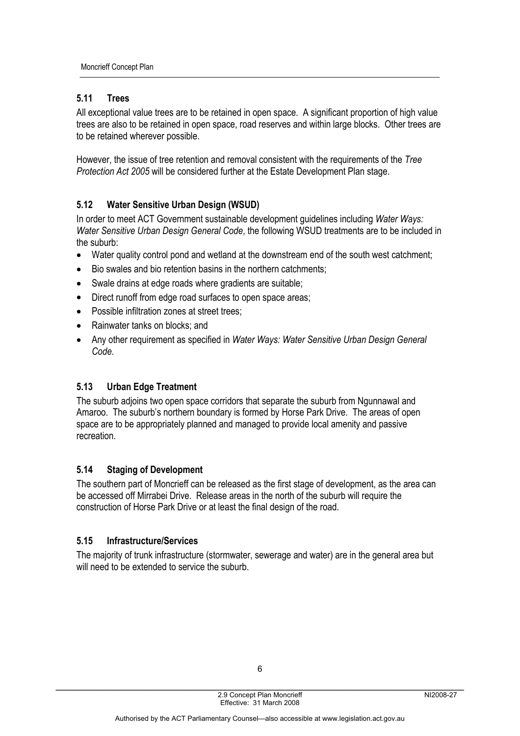## 5.11 Trees

All exceptional value trees are to be retained in open space. A significant proportion of high value trees are also to be retained in open space, road reserves and within large blocks. Other trees are to be retained wherever possible.

However, the issue of tree retention and removal consistent with the requirements of the *Tree Protection Act 2005* will be considered further at the Estate Development Plan stage.

## 5.12 Water Sensitive Urban Design (WSUD)

In order to meet ACT Government sustainable development guidelines including *Water Ways: Water Sensitive Urban Design General Code*, the following WSUD treatments are to be included in the suburb:

- Water quality control pond and wetland at the downstream end of the south west catchment;
- Bio swales and bio retention basins in the northern catchments;
- Swale drains at edge roads where gradients are suitable;
- Direct runoff from edge road surfaces to open space areas;
- Possible infiltration zones at street trees;
- Rainwater tanks on blocks; and
- Any other requirement as specified in *Water Ways: Water Sensitive Urban Design General Code.*

## 5.13 Urban Edge Treatment

The suburb adjoins two open space corridors that separate the suburb from Ngunnawal and Amaroo. The suburb's northern boundary is formed by Horse Park Drive. The areas of open space are to be appropriately planned and managed to provide local amenity and passive recreation.

## 5.14 Staging of Development

The southern part of Moncrieff can be released as the first stage of development, as the area can be accessed off Mirrabei Drive. Release areas in the north of the suburb will require the construction of Horse Park Drive or at least the final design of the road.

## 5.15 Infrastructure/Services

The majority of trunk infrastructure (stormwater, sewerage and water) are in the general area but will need to be extended to service the suburb.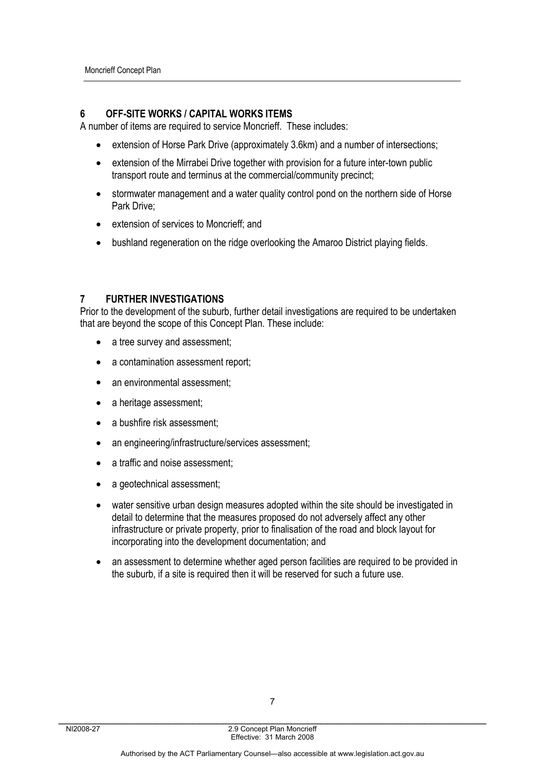## 6 OFF-SITE WORKS / CAPITAL WORKS ITEMS

A number of items are required to service Moncrieff. These includes:

- extension of Horse Park Drive (approximately 3.6km) and a number of intersections;
- extension of the Mirrabei Drive together with provision for a future inter-town public transport route and terminus at the commercial/community precinct;
- stormwater management and a water quality control pond on the northern side of Horse Park Drive;
- extension of services to Moncrieff; and
- bushland regeneration on the ridge overlooking the Amaroo District playing fields.

## 7 FURTHER INVESTIGATIONS

Prior to the development of the suburb, further detail investigations are required to be undertaken that are beyond the scope of this Concept Plan. These include:

- a tree survey and assessment;
- a contamination assessment report;
- an environmental assessment;
- a heritage assessment;
- a bushfire risk assessment;
- an engineering/infrastructure/services assessment;
- a traffic and noise assessment;
- a geotechnical assessment;
- water sensitive urban design measures adopted within the site should be investigated in detail to determine that the measures proposed do not adversely affect any other infrastructure or private property, prior to finalisation of the road and block layout for incorporating into the development documentation; and
- an assessment to determine whether aged person facilities are required to be provided in the suburb, if a site is required then it will be reserved for such a future use.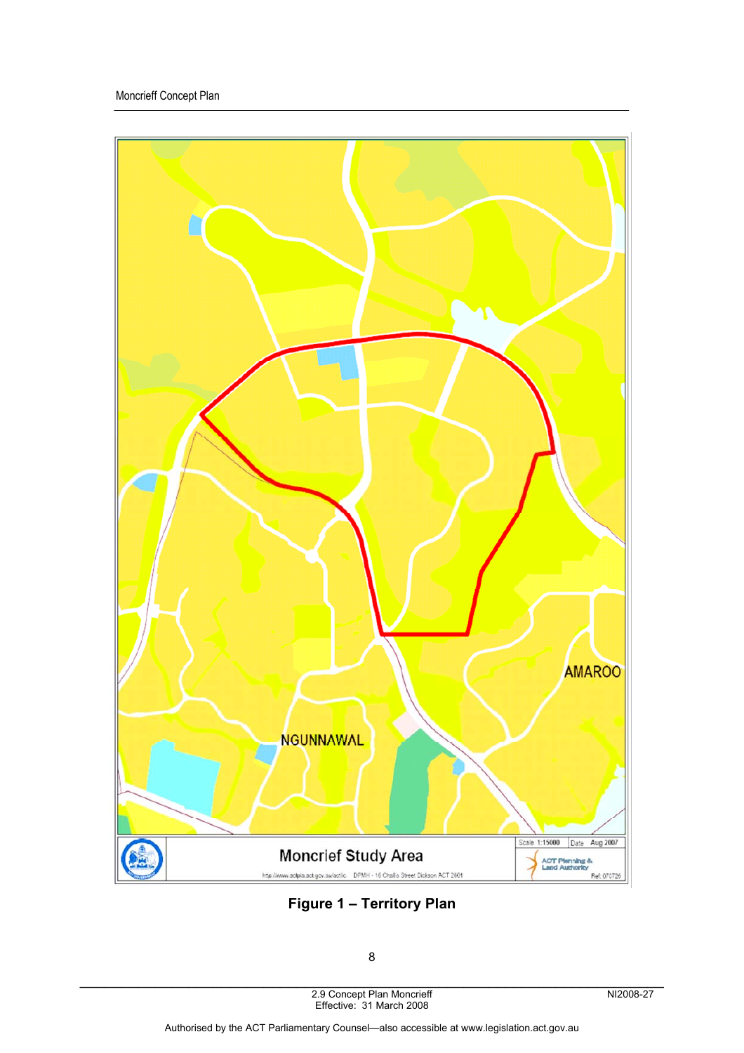**Figure 1 – Territory Plan**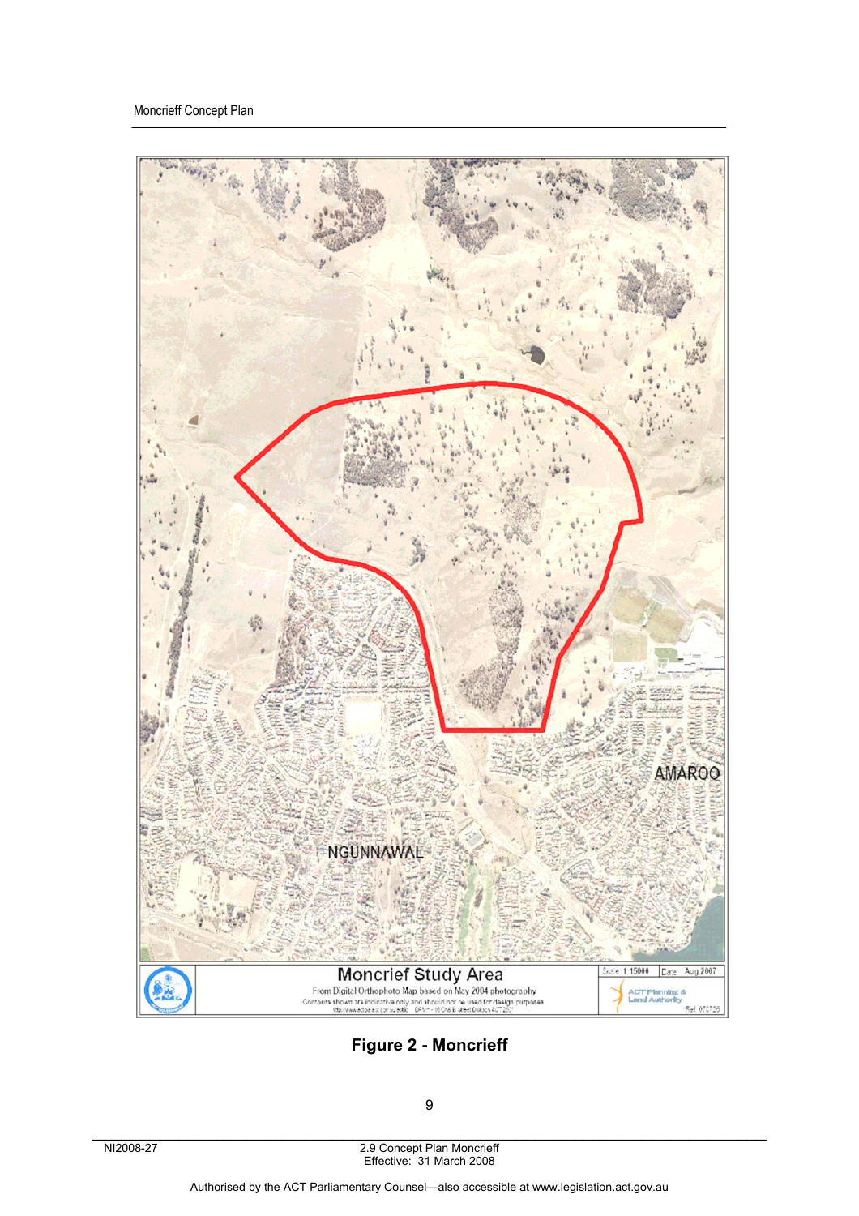**Figure 2 - Moncrieff**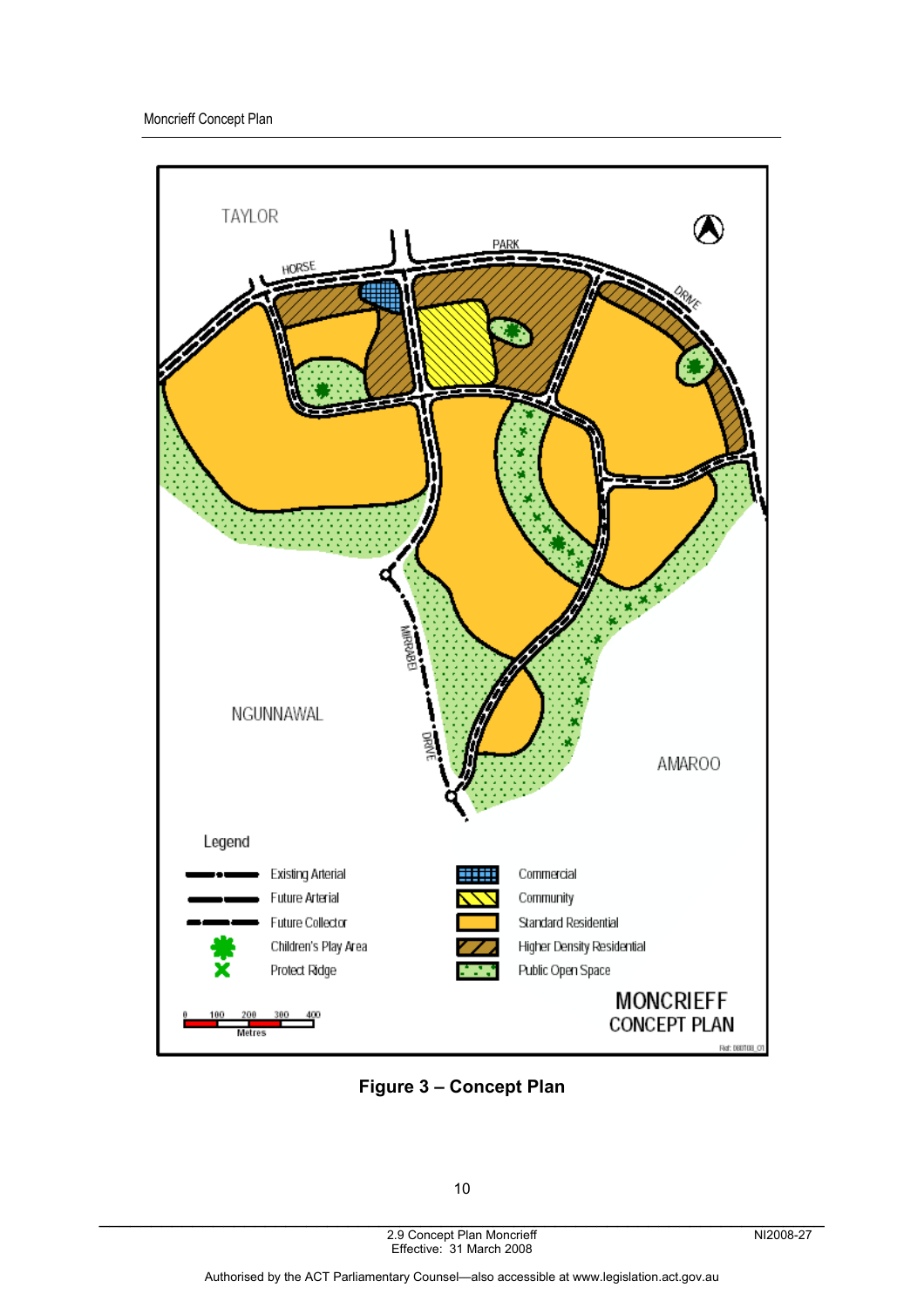TAYLOR

HORSE PARK DRIVE

NGUNNAWAL

MIRRABEI DRIVE

AMAROO

Legend

- Existing Arterial
- Future Arterial
- Future Collector
- Children's Play Area
- Protect Ridge
- Commercial
- Community
- Standard Residential
- Higher Density Residential
- Public Open Space

0 100 200 300 400 Metres

MONCRIEFF CONCEPT PLAN

**Figure 3 – Concept Plan**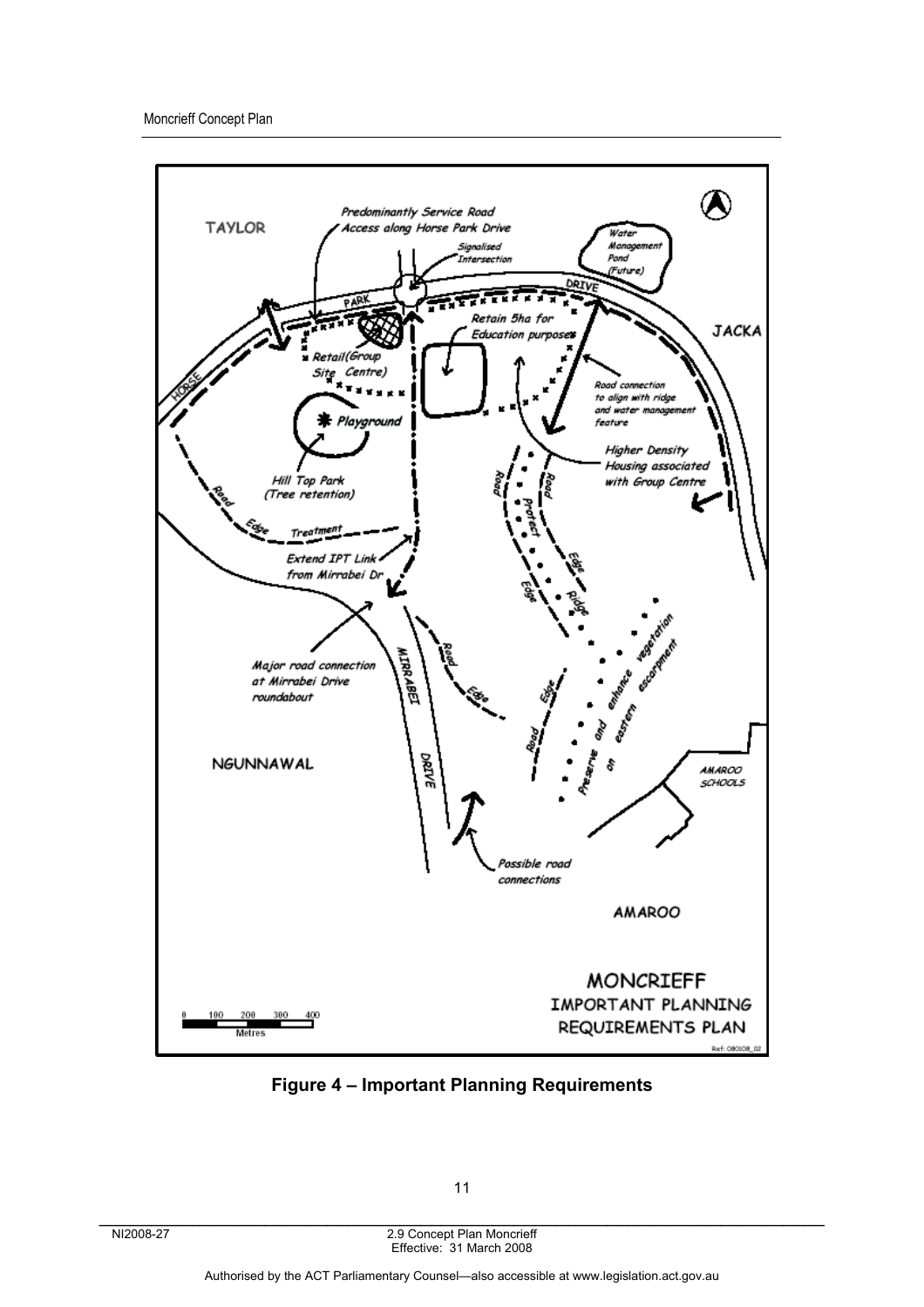TAYLOR

Predominantly Service Road Access along Horse Park Drive

Signalised Intersection

Water Management Pond (Future)

HORSE PARK DRIVE

JACKA

Retain 5ha for Education purposes

Retail (Group Centre) Site

Road connection to align with ridge and water management feature

Playground

Higher Density Housing associated with Group Centre

Hill Top Park (Tree retention)

Road Edge Treatment

Road Edge Protect Ridge

Road Edge

Extend IPT Link from Mirrabei Dr

Major road connection at Mirrabei Drive roundabout

MIRRABEI DRIVE

Road Edge

Road Edge

Preserve and enhance vegetation on eastern escarpment

NGUNNAWAL

AMAROO SCHOOLS

Possible road connections

AMAROO

MONCRIEFF
IMPORTANT PLANNING REQUIREMENTS PLAN

0 100 200 300 400
Metres

Ref: 080108_02

**Figure 4 – Important Planning Requirements**